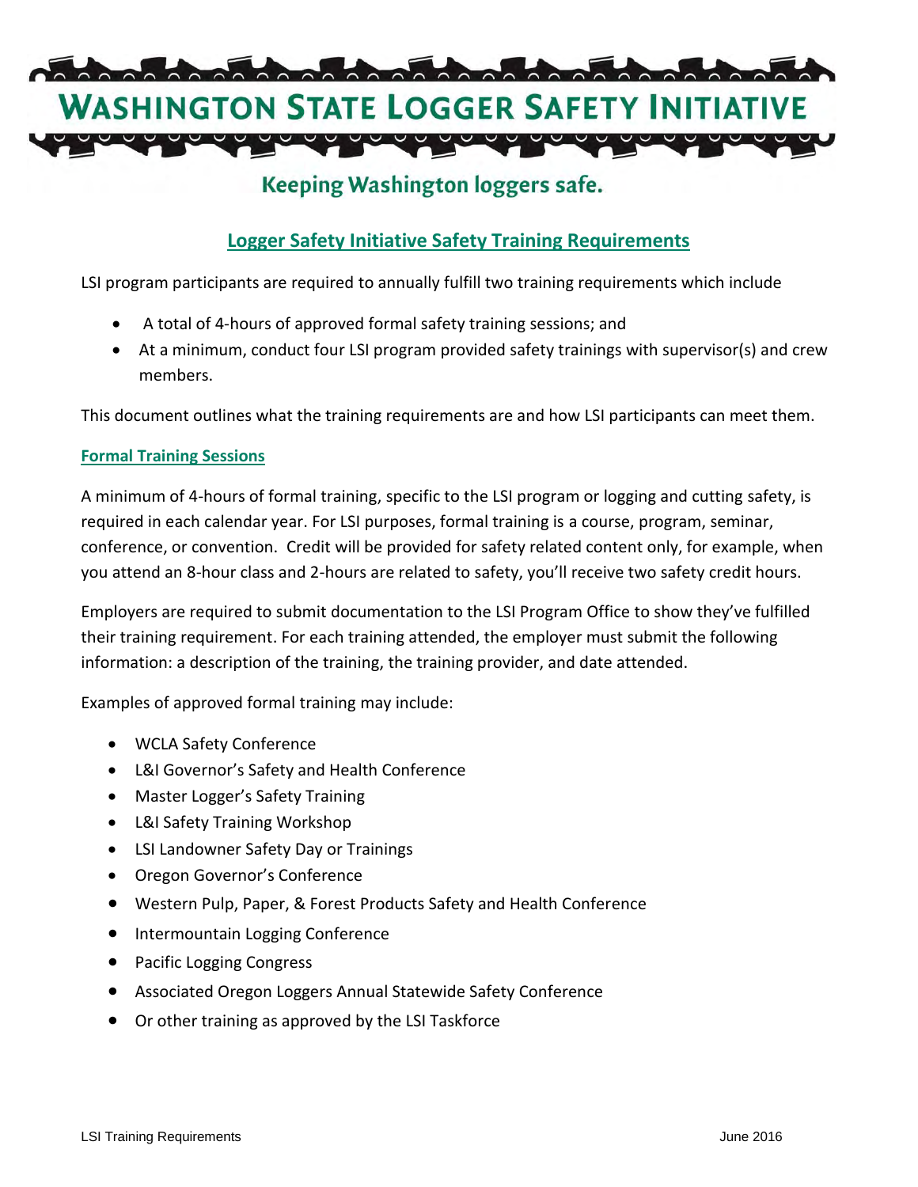# WASHINGTON STATE LOGGER SAFETY INITIATIVE

Keeping Washington loggers safe.

## Logger Safety Initiative Safety Training Requirements

LSI program participants are required to annually fulfill two training requirements which include

- A total of 4-hours of approved formal safety training sessions; and
- At a minimum, conduct four LSI program provided safety trainings with supervisor(s) and crew members.

This document outlines what the training requirements are and how LSI participants can meet them.

### Formal Training Sessions

A minimum of 4-hours of formal training, specific to the LSI program or logging and cutting safety, is required in each calendar year. For LSI purposes, formal training is a course, program, seminar, conference, or convention. Credit will be provided for safety related content only, for example, when you attend an 8-hour class and 2-hours are related to safety, you'll receive two safety credit hours.

Employers are required to submit documentation to the LSI Program Office to show they've fulfilled their training requirement. For each training attended, the employer must submit the following information: a description of the training, the training provider, and date attended.

Examples of approved formal training may include:

- WCLA Safety Conference
- L&I Governor's Safety and Health Conference
- Master Logger's Safety Training
- L&I Safety Training Workshop
- LSI Landowner Safety Day or Trainings
- Oregon Governor's Conference
- Western Pulp, Paper, & Forest Products Safety and Health Conference
- Intermountain Logging Conference
- Pacific Logging Congress
- Associated Oregon Loggers Annual Statewide Safety Conference
- Or other training as approved by the LSI Taskforce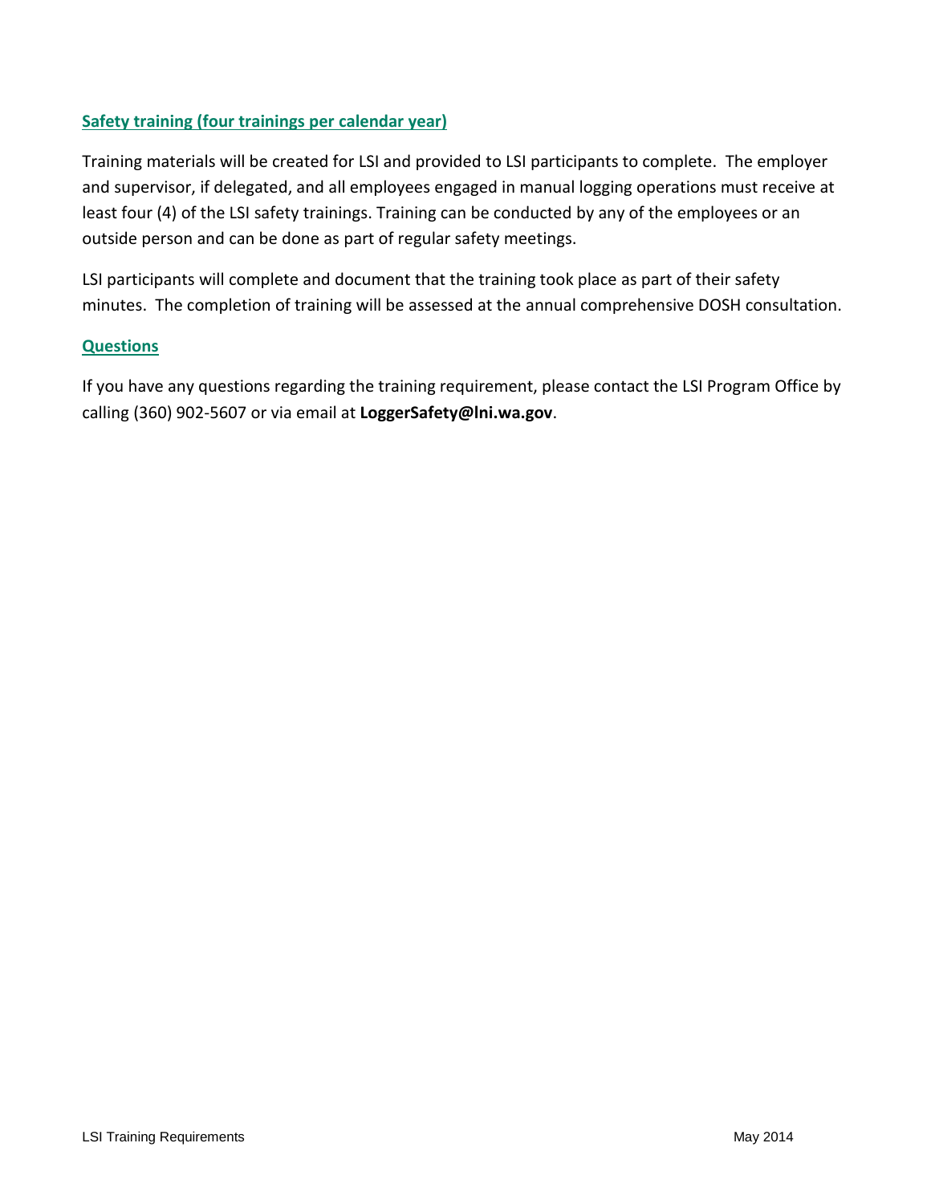## Safety training (four trainings per calendar year)

Training materials will be created for LSI and provided to LSI participants to complete. The employer and supervisor, if delegated, and all employees engaged in manual logging operations must receive at least four (4) of the LSI safety trainings. Training can be conducted by any of the employees or an outside person and can be done as part of regular safety meetings.

LSI participants will complete and document that the training took place as part of their safety minutes. The completion of training will be assessed at the annual comprehensive DOSH consultation.

## Questions

If you have any questions regarding the training requirement, please contact the LSI Program Office by calling (360) 902-5607 or via email at **LoggerSafety@lni.wa.gov**.